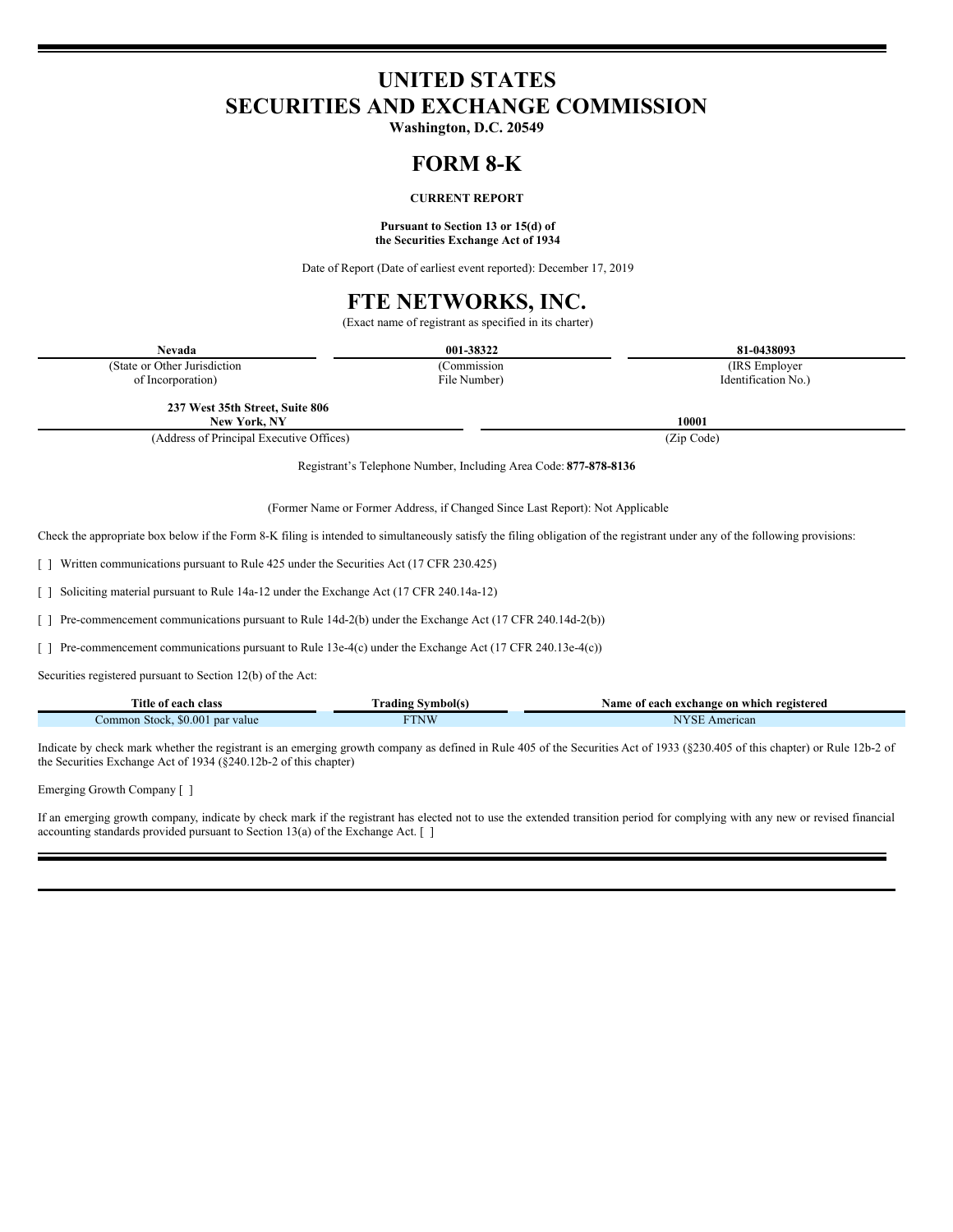# UNITED STATES
# SECURITIES AND EXCHANGE COMMISSION

**Washington, D.C. 20549**

# FORM 8-K

**CURRENT REPORT**

**Pursuant to Section 13 or 15(d) of the Securities Exchange Act of 1934**

Date of Report (Date of earliest event reported): December 17, 2019

# FTE NETWORKS, INC.

(Exact name of registrant as specified in its charter)

| **Nevada** | **001-38322** | **81-0438093** |
|---|---|---|
| (State or Other Jurisdiction of Incorporation) | (Commission File Number) | (IRS Employer Identification No.) |

| **237 West 35th Street, Suite 806 New York, NY** | **10001** |
|---|---|
| (Address of Principal Executive Offices) | (Zip Code) |

Registrant's Telephone Number, Including Area Code: **877-878-8136**

(Former Name or Former Address, if Changed Since Last Report): Not Applicable

Check the appropriate box below if the Form 8-K filing is intended to simultaneously satisfy the filing obligation of the registrant under any of the following provisions:

[ ] Written communications pursuant to Rule 425 under the Securities Act (17 CFR 230.425)

[ ] Soliciting material pursuant to Rule 14a-12 under the Exchange Act (17 CFR 240.14a-12)

[ ] Pre-commencement communications pursuant to Rule 14d-2(b) under the Exchange Act (17 CFR 240.14d-2(b))

[ ] Pre-commencement communications pursuant to Rule 13e-4(c) under the Exchange Act (17 CFR 240.13e-4(c))

Securities registered pursuant to Section 12(b) of the Act:

| Title of each class | Trading Symbol(s) | Name of each exchange on which registered |
|---|---|---|
| Common Stock, $0.001 par value | FTNW | NYSE American |

Indicate by check mark whether the registrant is an emerging growth company as defined in Rule 405 of the Securities Act of 1933 (§230.405 of this chapter) or Rule 12b-2 of the Securities Exchange Act of 1934 (§240.12b-2 of this chapter)

Emerging Growth Company [ ]

If an emerging growth company, indicate by check mark if the registrant has elected not to use the extended transition period for complying with any new or revised financial accounting standards provided pursuant to Section 13(a) of the Exchange Act. [ ]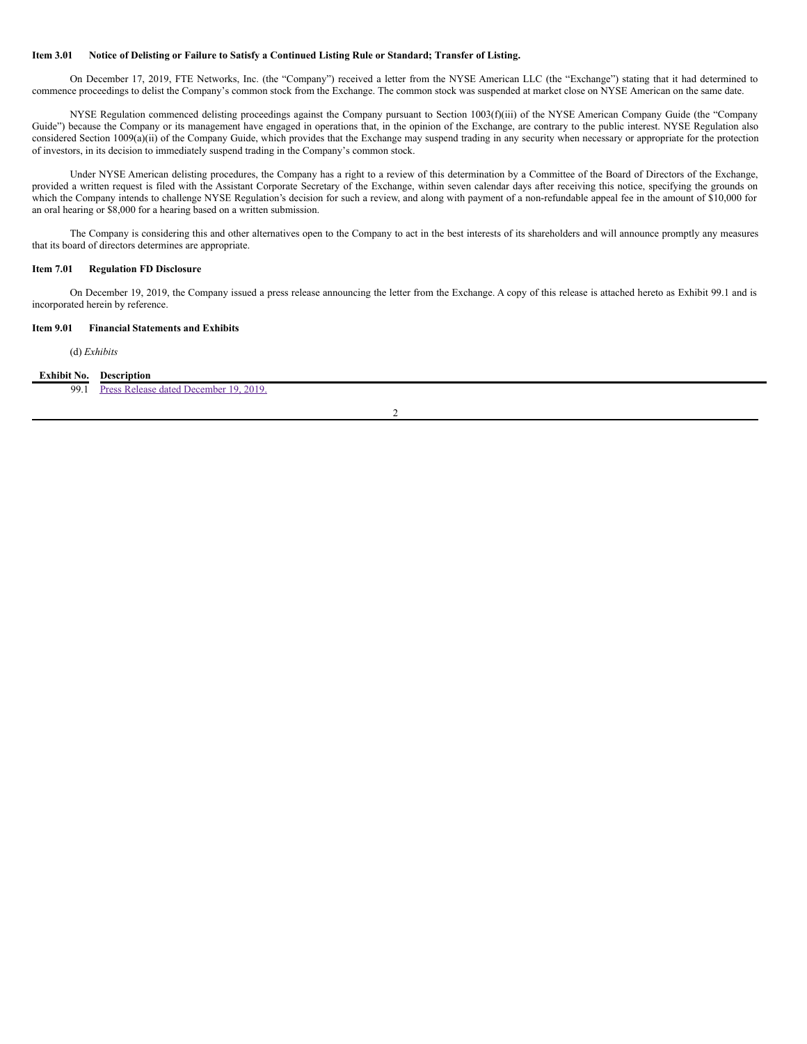### Item 3.01 Notice of Delisting or Failure to Satisfy a Continued Listing Rule or Standard; Transfer of Listing.

On December 17, 2019, FTE Networks, Inc. (the "Company") received a letter from the NYSE American LLC (the "Exchange") stating that it had determined to commence proceedings to delist the Company's common stock from the Exchange. The common stock was suspended at market close on NYSE American on the same date.

NYSE Regulation commenced delisting proceedings against the Company pursuant to Section 1003(f)(iii) of the NYSE American Company Guide (the "Company Guide") because the Company or its management have engaged in operations that, in the opinion of the Exchange, are contrary to the public interest. NYSE Regulation also considered Section 1009(a)(ii) of the Company Guide, which provides that the Exchange may suspend trading in any security when necessary or appropriate for the protection of investors, in its decision to immediately suspend trading in the Company's common stock.

Under NYSE American delisting procedures, the Company has a right to a review of this determination by a Committee of the Board of Directors of the Exchange, provided a written request is filed with the Assistant Corporate Secretary of the Exchange, within seven calendar days after receiving this notice, specifying the grounds on which the Company intends to challenge NYSE Regulation's decision for such a review, and along with payment of a non-refundable appeal fee in the amount of $10,000 for an oral hearing or $8,000 for a hearing based on a written submission.

The Company is considering this and other alternatives open to the Company to act in the best interests of its shareholders and will announce promptly any measures that its board of directors determines are appropriate.

### Item 7.01 Regulation FD Disclosure

On December 19, 2019, the Company issued a press release announcing the letter from the Exchange. A copy of this release is attached hereto as Exhibit 99.1 and is incorporated herein by reference.

### Item 9.01 Financial Statements and Exhibits

(d) *Exhibits*

| Exhibit No. | Description |
|---|---|
| 99.1 | Press Release dated December 19, 2019. |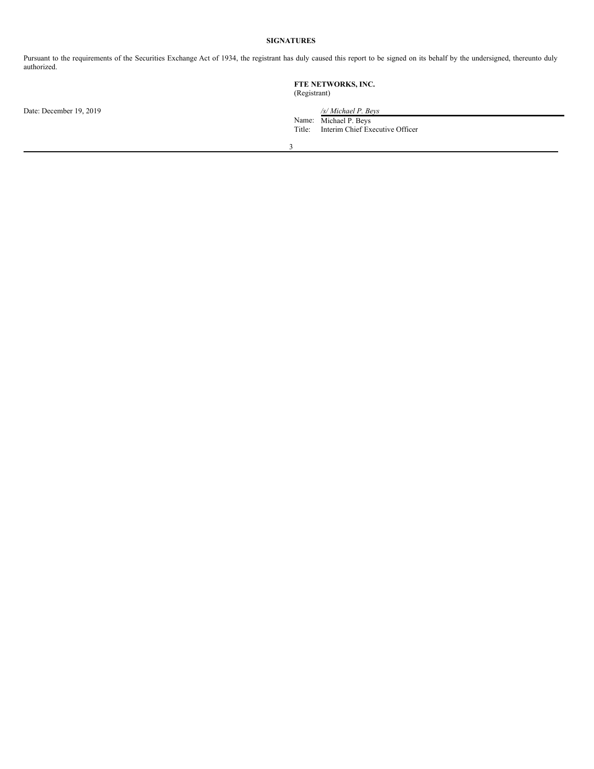**SIGNATURES**

Pursuant to the requirements of the Securities Exchange Act of 1934, the registrant has duly caused this report to be signed on its behalf by the undersigned, thereunto duly authorized.

**FTE NETWORKS, INC.**
(Registrant)

Date: December 19, 2019

*/s/ Michael P. Beys*
Name: Michael P. Beys
Title: Interim Chief Executive Officer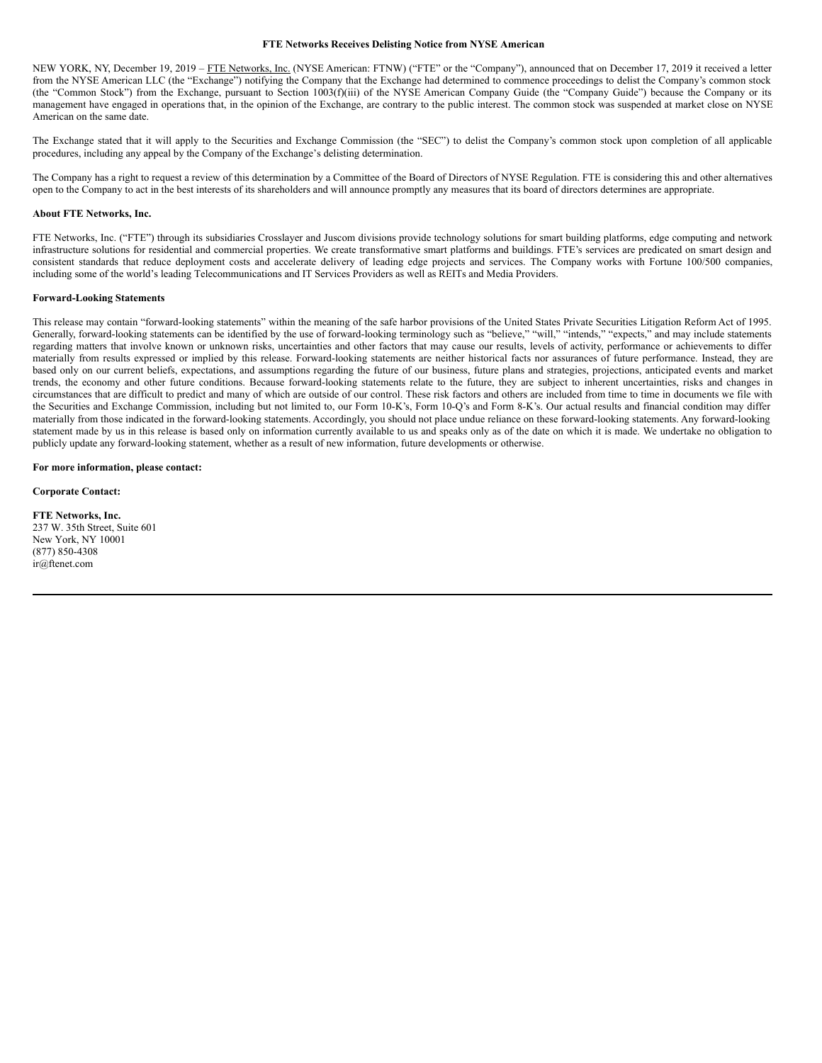**FTE Networks Receives Delisting Notice from NYSE American**

NEW YORK, NY, December 19, 2019 – FTE Networks, Inc. (NYSE American: FTNW) ("FTE" or the "Company"), announced that on December 17, 2019 it received a letter from the NYSE American LLC (the "Exchange") notifying the Company that the Exchange had determined to commence proceedings to delist the Company's common stock (the "Common Stock") from the Exchange, pursuant to Section 1003(f)(iii) of the NYSE American Company Guide (the "Company Guide") because the Company or its management have engaged in operations that, in the opinion of the Exchange, are contrary to the public interest. The common stock was suspended at market close on NYSE American on the same date.

The Exchange stated that it will apply to the Securities and Exchange Commission (the "SEC") to delist the Company's common stock upon completion of all applicable procedures, including any appeal by the Company of the Exchange's delisting determination.

The Company has a right to request a review of this determination by a Committee of the Board of Directors of NYSE Regulation. FTE is considering this and other alternatives open to the Company to act in the best interests of its shareholders and will announce promptly any measures that its board of directors determines are appropriate.

**About FTE Networks, Inc.**

FTE Networks, Inc. ("FTE") through its subsidiaries Crosslayer and Juscom divisions provide technology solutions for smart building platforms, edge computing and network infrastructure solutions for residential and commercial properties. We create transformative smart platforms and buildings. FTE's services are predicated on smart design and consistent standards that reduce deployment costs and accelerate delivery of leading edge projects and services. The Company works with Fortune 100/500 companies, including some of the world's leading Telecommunications and IT Services Providers as well as REITs and Media Providers.

**Forward-Looking Statements**

This release may contain "forward-looking statements" within the meaning of the safe harbor provisions of the United States Private Securities Litigation Reform Act of 1995. Generally, forward-looking statements can be identified by the use of forward-looking terminology such as "believe," "will," "intends," "expects," and may include statements regarding matters that involve known or unknown risks, uncertainties and other factors that may cause our results, levels of activity, performance or achievements to differ materially from results expressed or implied by this release. Forward-looking statements are neither historical facts nor assurances of future performance. Instead, they are based only on our current beliefs, expectations, and assumptions regarding the future of our business, future plans and strategies, projections, anticipated events and market trends, the economy and other future conditions. Because forward-looking statements relate to the future, they are subject to inherent uncertainties, risks and changes in circumstances that are difficult to predict and many of which are outside of our control. These risk factors and others are included from time to time in documents we file with the Securities and Exchange Commission, including but not limited to, our Form 10-K's, Form 10-Q's and Form 8-K's. Our actual results and financial condition may differ materially from those indicated in the forward-looking statements. Accordingly, you should not place undue reliance on these forward-looking statements. Any forward-looking statement made by us in this release is based only on information currently available to us and speaks only as of the date on which it is made. We undertake no obligation to publicly update any forward-looking statement, whether as a result of new information, future developments or otherwise.

**For more information, please contact:**

**Corporate Contact:**

**FTE Networks, Inc.**
237 W. 35th Street, Suite 601
New York, NY 10001
(877) 850-4308
ir@ftenet.com